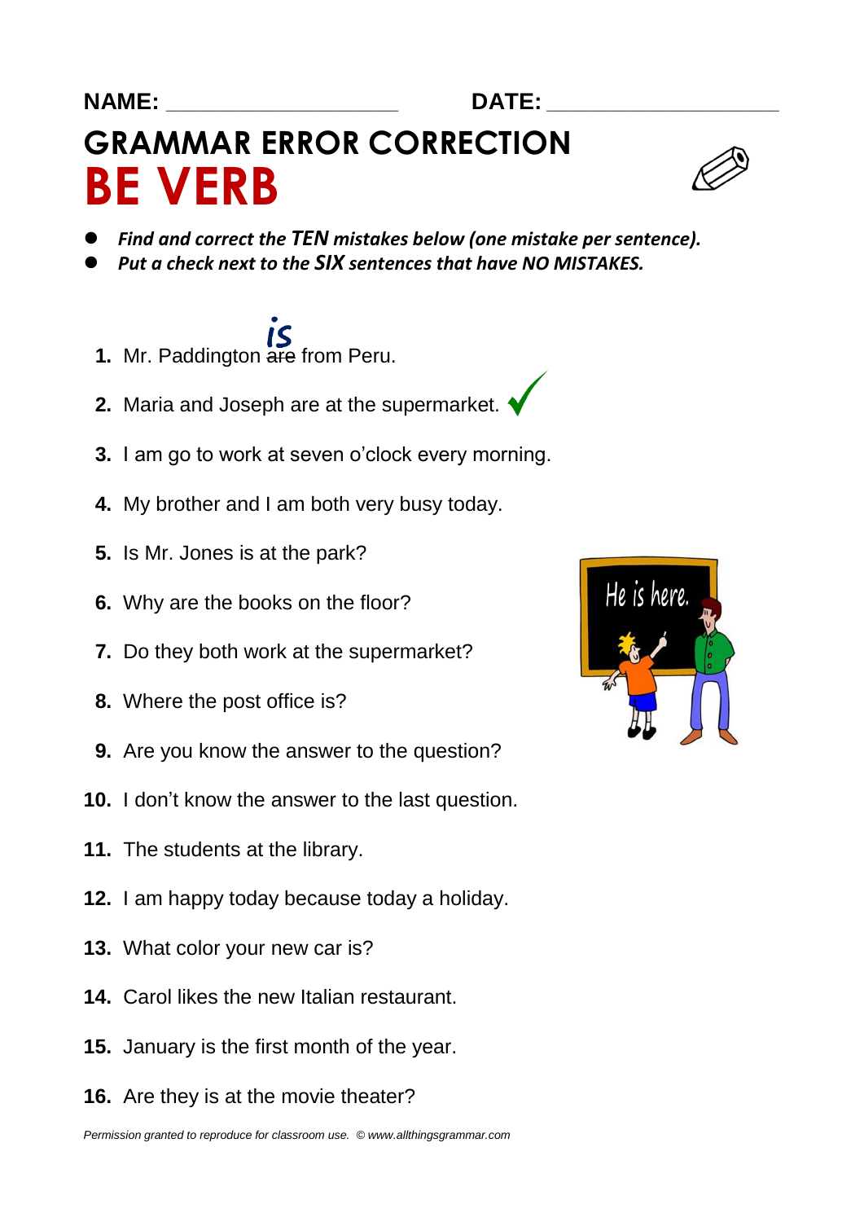NAME: ____________________ DATE: ____________________

# GRAMMAR ERROR CORRECTION
# BE VERB

- ***Find and correct the TEN mistakes below (one mistake per sentence).***
- ***Put a check next to the SIX sentences that have NO MISTAKES.***

1. Mr. Paddington ~~are~~ *is* from Peru.
2. Maria and Joseph are at the supermarket. ✓
3. I am go to work at seven o'clock every morning.
4. My brother and I am both very busy today.
5. Is Mr. Jones is at the park?
6. Why are the books on the floor?
7. Do they both work at the supermarket?
8. Where the post office is?
9. Are you know the answer to the question?
10. I don't know the answer to the last question.
11. The students at the library.
12. I am happy today because today a holiday.
13. What color your new car is?
14. Carol likes the new Italian restaurant.
15. January is the first month of the year.
16. Are they is at the movie theater?

*Permission granted to reproduce for classroom use. © www.allthingsgrammar.com*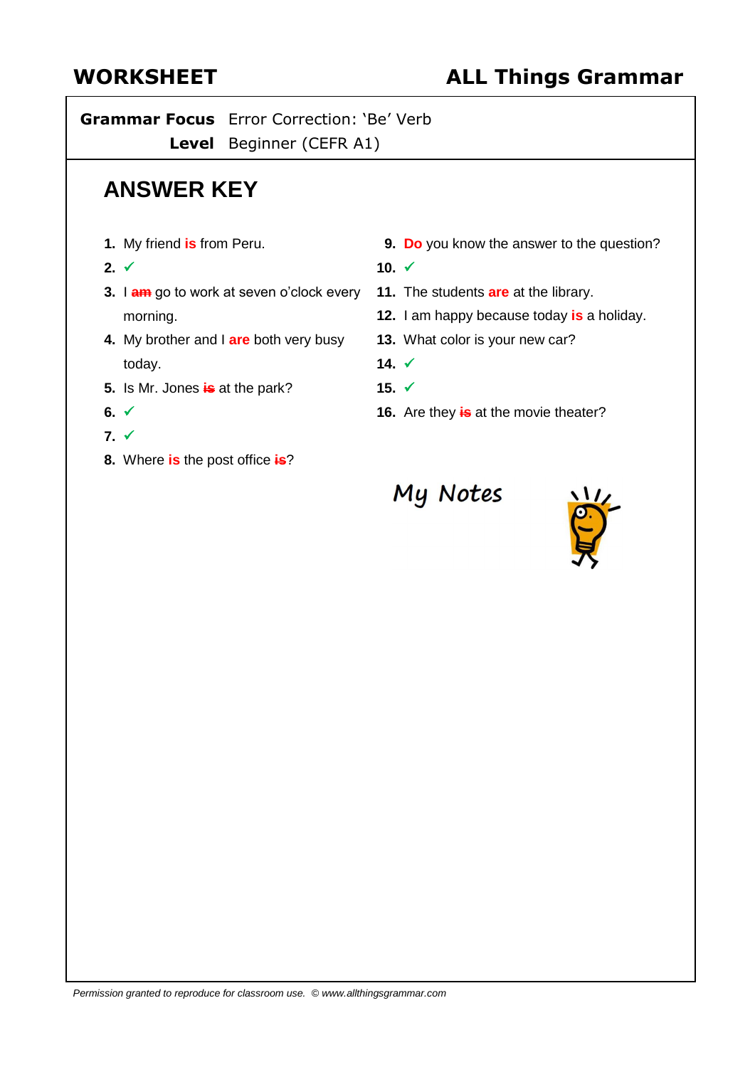# WORKSHEET

## ALL Things Grammar

**Grammar Focus** Error Correction: 'Be' Verb
**Level** Beginner (CEFR A1)

## ANSWER KEY

1. My friend **is** from Peru.
2. ✓
3. I ~~am~~ go to work at seven o'clock every morning.
4. My brother and I **are** both very busy today.
5. Is Mr. Jones ~~is~~ at the park?
6. ✓
7. ✓
8. Where **is** the post office ~~is~~?
9. **Do** you know the answer to the question?
10. ✓
11. The students **are** at the library.
12. I am happy because today **is** a holiday.
13. What color is your new car?
14. ✓
15. ✓
16. Are they ~~is~~ at the movie theater?

My Notes

*Permission granted to reproduce for classroom use. © www.allthingsgrammar.com*